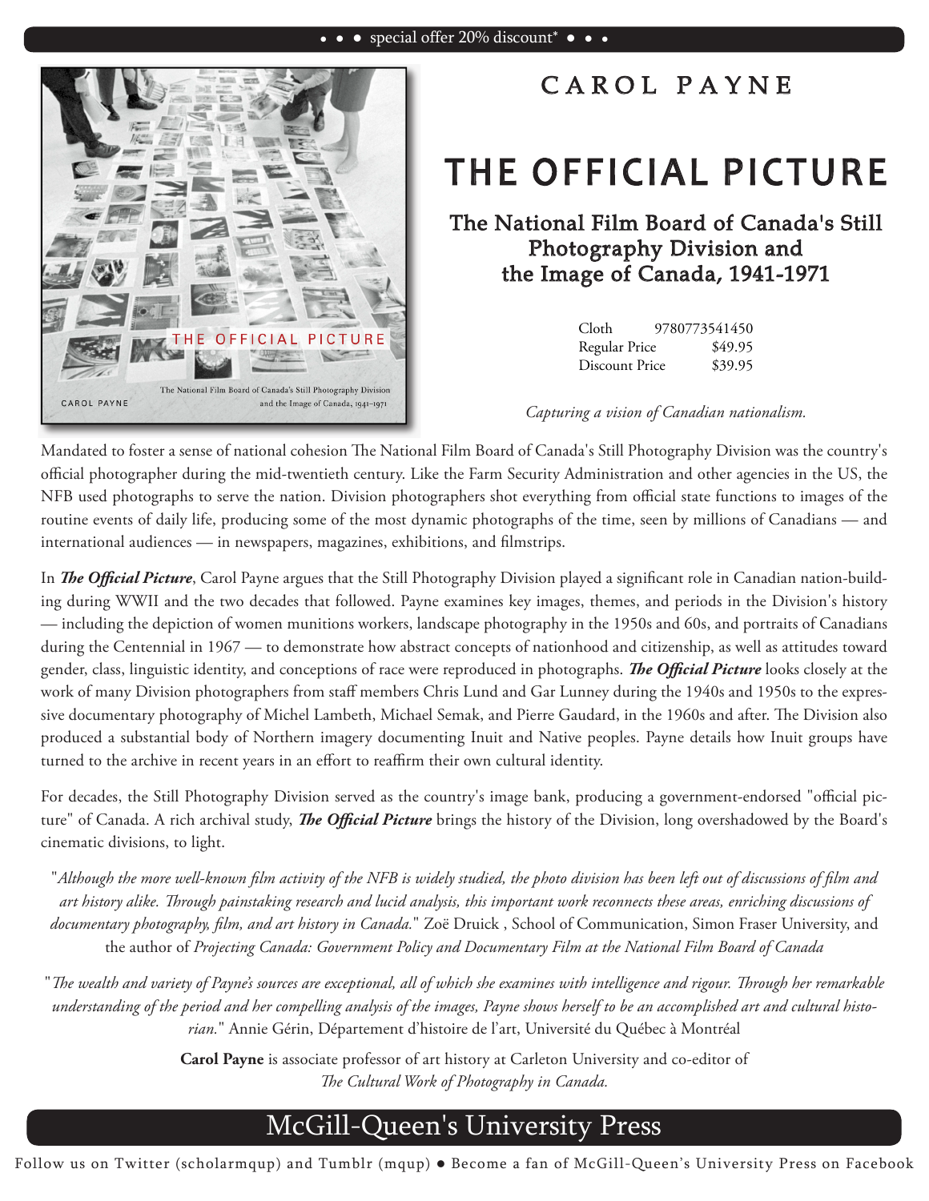• • • special offer 20% discount* • • •

CAROL PAYNE

# THE OFFICIAL PICTURE

## The National Film Board of Canada's Still Photography Division and the Image of Canada, 1941-1971

| | |
|---|---|
| Cloth | 9780773541450 |
| Regular Price | $49.95 |
| Discount Price | $39.95 |

*Capturing a vision of Canadian nationalism.*

Mandated to foster a sense of national cohesion The National Film Board of Canada's Still Photography Division was the country's official photographer during the mid-twentieth century. Like the Farm Security Administration and other agencies in the US, the NFB used photographs to serve the nation. Division photographers shot everything from official state functions to images of the routine events of daily life, producing some of the most dynamic photographs of the time, seen by millions of Canadians — and international audiences — in newspapers, magazines, exhibitions, and filmstrips.

In ***The Official Picture***, Carol Payne argues that the Still Photography Division played a significant role in Canadian nation-building during WWII and the two decades that followed. Payne examines key images, themes, and periods in the Division's history — including the depiction of women munitions workers, landscape photography in the 1950s and 60s, and portraits of Canadians during the Centennial in 1967 — to demonstrate how abstract concepts of nationhood and citizenship, as well as attitudes toward gender, class, linguistic identity, and conceptions of race were reproduced in photographs. ***The Official Picture*** looks closely at the work of many Division photographers from staff members Chris Lund and Gar Lunney during the 1940s and 1950s to the expressive documentary photography of Michel Lambeth, Michael Semak, and Pierre Gaudard, in the 1960s and after. The Division also produced a substantial body of Northern imagery documenting Inuit and Native peoples. Payne details how Inuit groups have turned to the archive in recent years in an effort to reaffirm their own cultural identity.

For decades, the Still Photography Division served as the country's image bank, producing a government-endorsed "official picture" of Canada. A rich archival study, ***The Official Picture*** brings the history of the Division, long overshadowed by the Board's cinematic divisions, to light.

"*Although the more well-known film activity of the NFB is widely studied, the photo division has been left out of discussions of film and art history alike. Through painstaking research and lucid analysis, this important work reconnects these areas, enriching discussions of documentary photography, film, and art history in Canada.*" Zoë Druick , School of Communication, Simon Fraser University, and the author of *Projecting Canada: Government Policy and Documentary Film at the National Film Board of Canada*

"*The wealth and variety of Payne's sources are exceptional, all of which she examines with intelligence and rigour. Through her remarkable understanding of the period and her compelling analysis of the images, Payne shows herself to be an accomplished art and cultural historian.*" Annie Gérin, Département d'histoire de l'art, Université du Québec à Montréal

**Carol Payne** is associate professor of art history at Carleton University and co-editor of *The Cultural Work of Photography in Canada.*

McGill-Queen's University Press

Follow us on Twitter (scholarmqup) and Tumblr (mqup) ● Become a fan of McGill-Queen's University Press on Facebook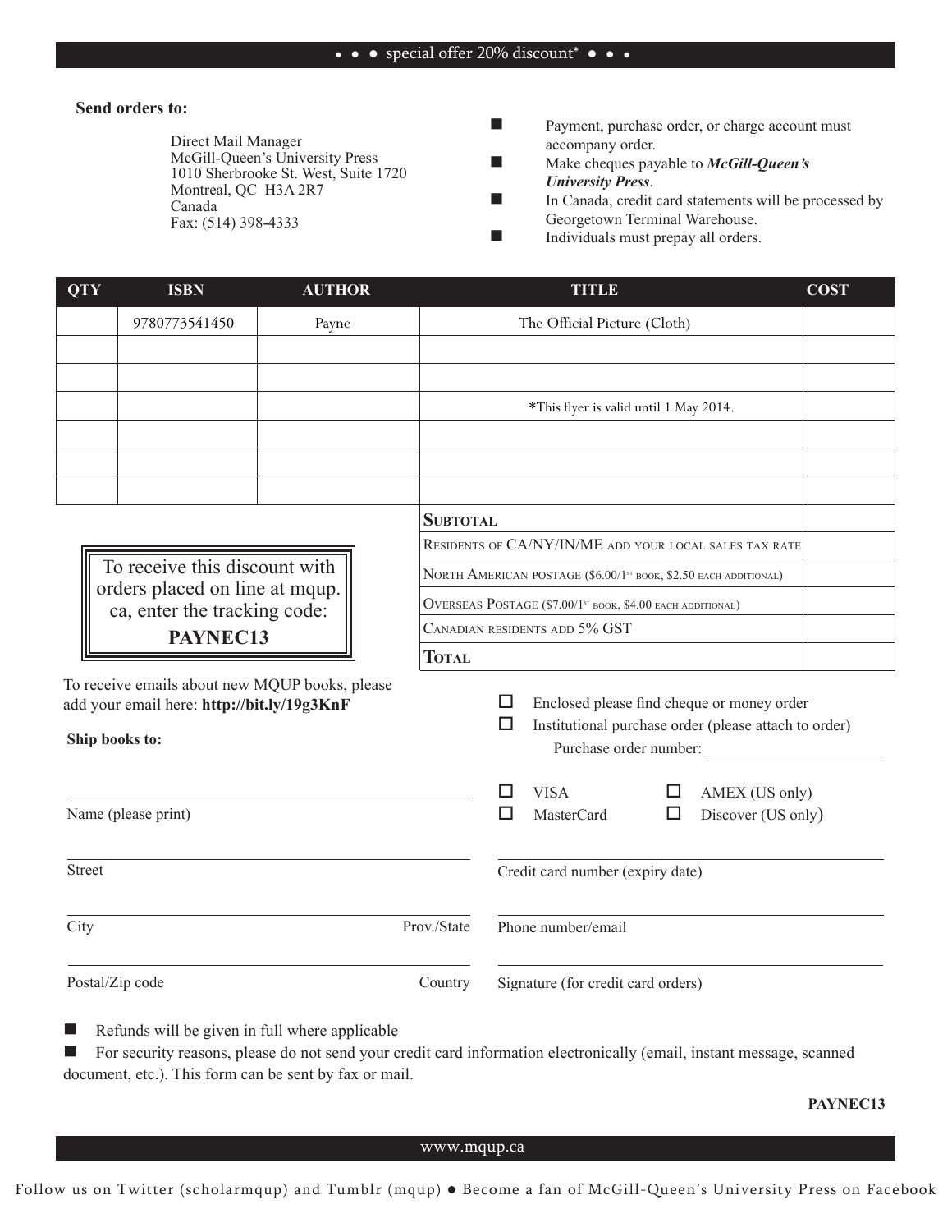• • • special offer 20% discount* • • •

**Send orders to:**

Direct Mail Manager
McGill-Queen's University Press
1010 Sherbrooke St. West, Suite 1720
Montreal, QC H3A 2R7
Canada
Fax: (514) 398-4333

- Payment, purchase order, or charge account must accompany order.
- Make cheques payable to ***McGill-Queen's University Press***.
- In Canada, credit card statements will be processed by Georgetown Terminal Warehouse.
- Individuals must prepay all orders.

| QTY | ISBN | AUTHOR | TITLE | COST |
|---|---|---|---|---|
| | 9780773541450 | Payne | The Official Picture (Cloth) | |
| | | | | |
| | | | | |
| | | | *This flyer is valid until 1 May 2014. | |
| | | | | |
| | | | | |
| | | | | |
| | | | SUBTOTAL | |
| | | | RESIDENTS OF CA/NY/IN/ME ADD YOUR LOCAL SALES TAX RATE | |
| | | | NORTH AMERICAN POSTAGE ($6.00/1ST BOOK, $2.50 EACH ADDITIONAL) | |
| | | | OVERSEAS POSTAGE ($7.00/1ST BOOK, $4.00 EACH ADDITIONAL) | |
| | | | CANADIAN RESIDENTS ADD 5% GST | |
| | | | TOTAL | |

To receive this discount with orders placed on line at mqup.ca, enter the tracking code:
**PAYNEC13**

To receive emails about new MQUP books, please add your email here: **http://bit.ly/19g3KnF**

**Ship books to:**

Name (please print)

Street

City Prov./State

Postal/Zip code Country

- ☐ Enclosed please find cheque or money order
- ☐ Institutional purchase order (please attach to order)
  Purchase order number: ____________________

- ☐ VISA ☐ AMEX (US only)
- ☐ MasterCard ☐ Discover (US only)

Credit card number (expiry date)

Phone number/email

Signature (for credit card orders)

- Refunds will be given in full where applicable
- For security reasons, please do not send your credit card information electronically (email, instant message, scanned document, etc.). This form can be sent by fax or mail.

**PAYNEC13**

www.mqup.ca

Follow us on Twitter (scholarmqup) and Tumblr (mqup) ● Become a fan of McGill-Queen's University Press on Facebook